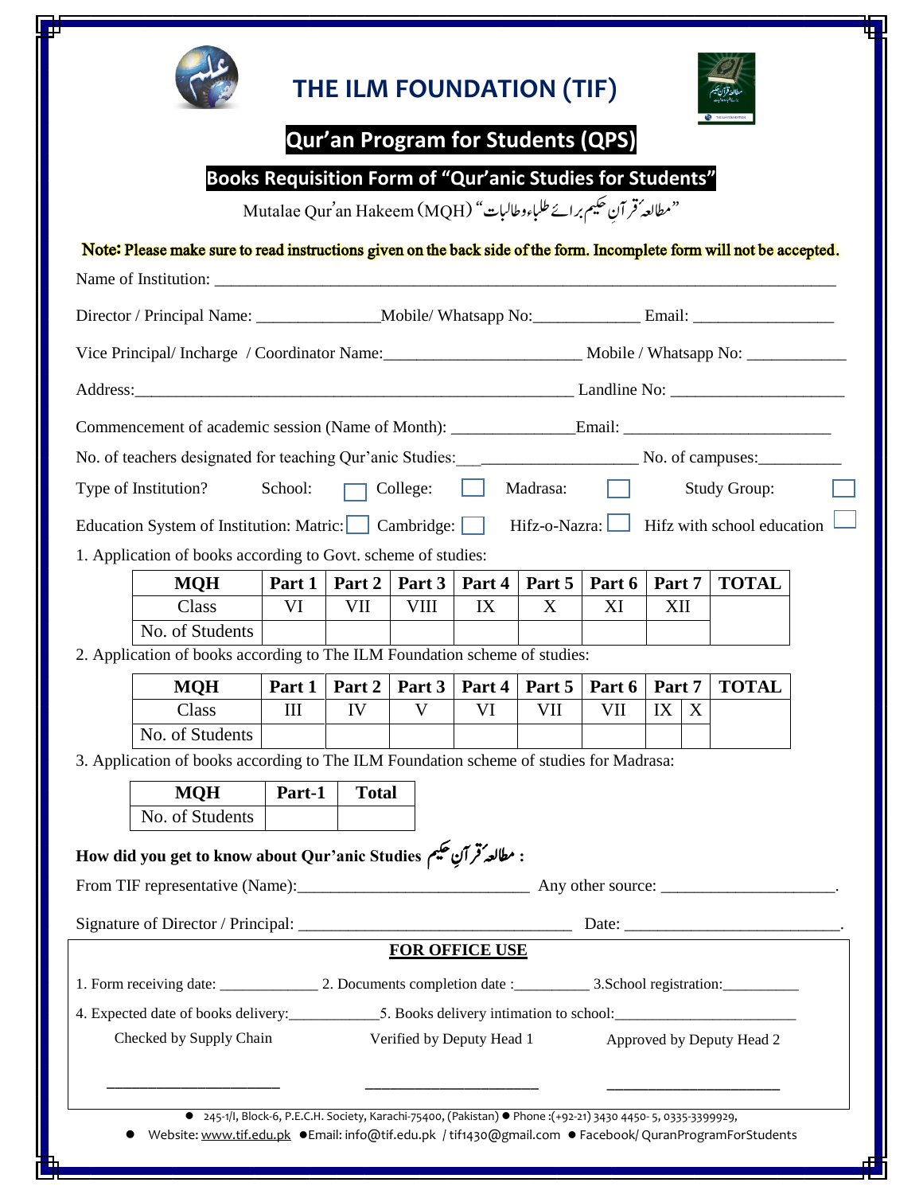# THE ILM FOUNDATION (TIF)

## Qur'an Program for Students (QPS)

### Books Requisition Form of "Qur'anic Studies for Students"

Mutalae Qur'an Hakeem (MQH) "مطالعہ قرآنِ حکیم برائے طلباء وطالبات"

**Note: Please make sure to read instructions given on the back side of the form. Incomplete form will not be accepted.**

Name of Institution: ______________________________________________________________________________

Director / Principal Name: _______________Mobile/ Whatsapp No:_____________ Email: _________________

Vice Principal/ Incharge / Coordinator Name:________________________ Mobile / Whatsapp No: ____________

Address:______________________________________________________ Landline No: _____________________

Commencement of academic session (Name of Month): _______________Email: _________________________

No. of teachers designated for teaching Qur'anic Studies:______________________ No. of campuses:__________

Type of Institution? School: ☐ College: ☐ Madrasa: ☐ Study Group: ☐

Education System of Institution: Matric: ☐ Cambridge: ☐ Hifz-o-Nazra: ☐ Hifz with school education ☐

1. Application of books according to Govt. scheme of studies:

| MQH | Part 1 | Part 2 | Part 3 | Part 4 | Part 5 | Part 6 | Part 7 | TOTAL |
|---|---|---|---|---|---|---|---|---|
| Class | VI | VII | VIII | IX | X | XI | XII | |
| No. of Students | | | | | | | | |

2. Application of books according to The ILM Foundation scheme of studies:

| MQH | Part 1 | Part 2 | Part 3 | Part 4 | Part 5 | Part 6 | Part 7 | | TOTAL |
|---|---|---|---|---|---|---|---|---|---|
| Class | III | IV | V | VI | VII | VII | IX | X | |
| No. of Students | | | | | | | | | |

3. Application of books according to The ILM Foundation scheme of studies for Madrasa:

| MQH | Part-1 | Total |
|---|---|---|
| No. of Students | | |

**How did you get to know about Qur'anic Studies مطالعہ قرآنِ حکیم :**

From TIF representative (Name):____________________________ Any other source: ____________________.

Signature of Director / Principal: _________________________________ Date: _________________________.

**FOR OFFICE USE**

1. Form receiving date: _____________ 2. Documents completion date :__________ 3.School registration:__________

4. Expected date of books delivery:____________5. Books delivery intimation to school:________________________

Checked by Supply Chain ______________________

Verified by Deputy Head 1 ______________________

Approved by Deputy Head 2 ______________________

- 245-1/I, Block-6, P.E.C.H. Society, Karachi-75400, (Pakistan) ● Phone :(+92-21) 3430 4450- 5, 0335-3399929,
- Website: www.tif.edu.pk ● Email: info@tif.edu.pk / tif1430@gmail.com ● Facebook/ QuranProgramForStudents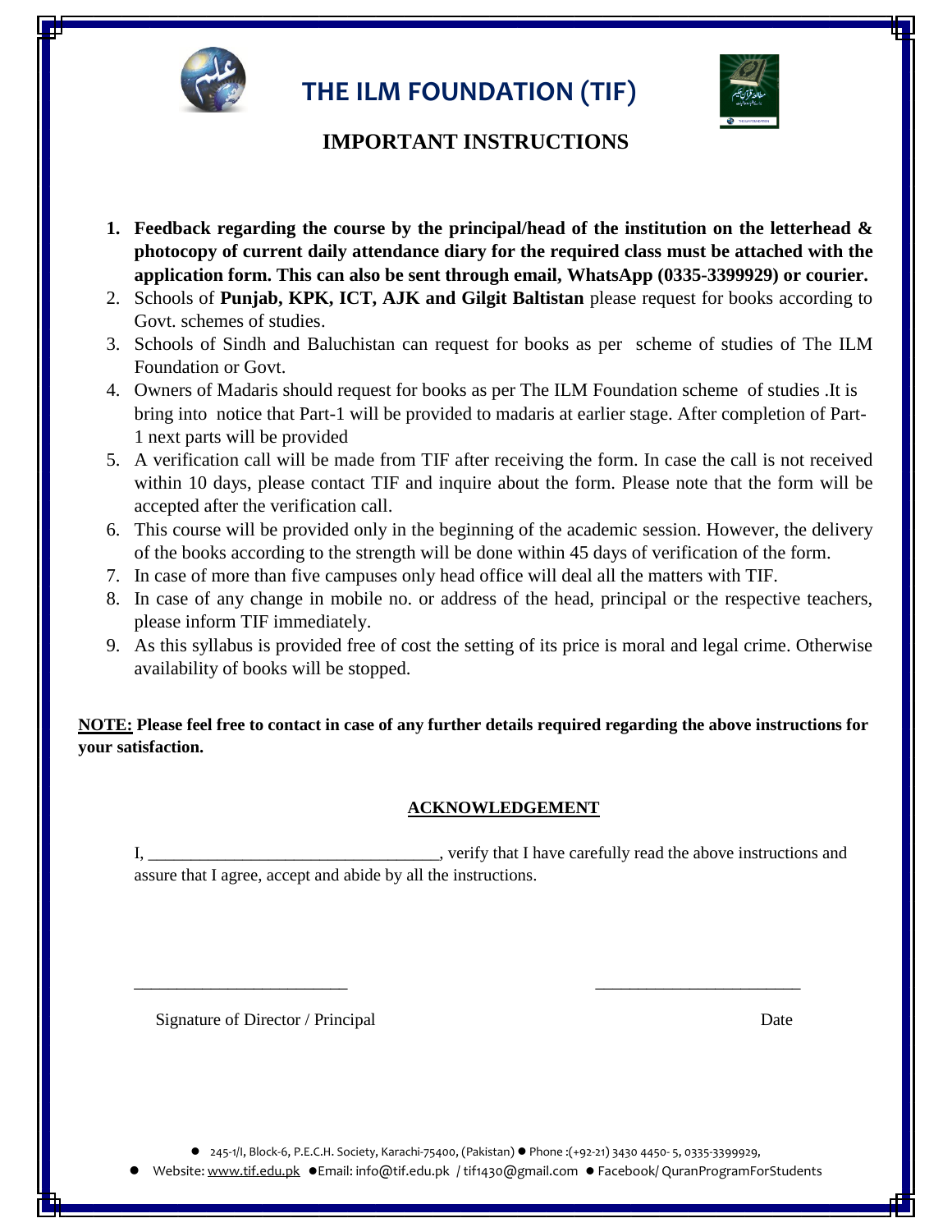# THE ILM FOUNDATION (TIF)

## IMPORTANT INSTRUCTIONS

1. **Feedback regarding the course by the principal/head of the institution on the letterhead & photocopy of current daily attendance diary for the required class must be attached with the application form. This can also be sent through email, WhatsApp (0335-3399929) or courier.**
2. Schools of **Punjab, KPK, ICT, AJK and Gilgit Baltistan** please request for books according to Govt. schemes of studies.
3. Schools of Sindh and Baluchistan can request for books as per scheme of studies of The ILM Foundation or Govt.
4. Owners of Madaris should request for books as per The ILM Foundation scheme of studies .It is bring into notice that Part-1 will be provided to madaris at earlier stage. After completion of Part-1 next parts will be provided
5. A verification call will be made from TIF after receiving the form. In case the call is not received within 10 days, please contact TIF and inquire about the form. Please note that the form will be accepted after the verification call.
6. This course will be provided only in the beginning of the academic session. However, the delivery of the books according to the strength will be done within 45 days of verification of the form.
7. In case of more than five campuses only head office will deal all the matters with TIF.
8. In case of any change in mobile no. or address of the head, principal or the respective teachers, please inform TIF immediately.
9. As this syllabus is provided free of cost the setting of its price is moral and legal crime. Otherwise availability of books will be stopped.

**NOTE: Please feel free to contact in case of any further details required regarding the above instructions for your satisfaction.**

## ACKNOWLEDGEMENT

I, ________________________________, verify that I have carefully read the above instructions and assure that I agree, accept and abide by all the instructions.

________________________ Signature of Director / Principal

________________________ Date

● 245-1/I, Block-6, P.E.C.H. Society, Karachi-75400, (Pakistan) ● Phone :(+92-21) 3430 4450- 5, 0335-3399929,

● Website: www.tif.edu.pk ●Email: info@tif.edu.pk / tif1430@gmail.com ● Facebook/ QuranProgramForStudents